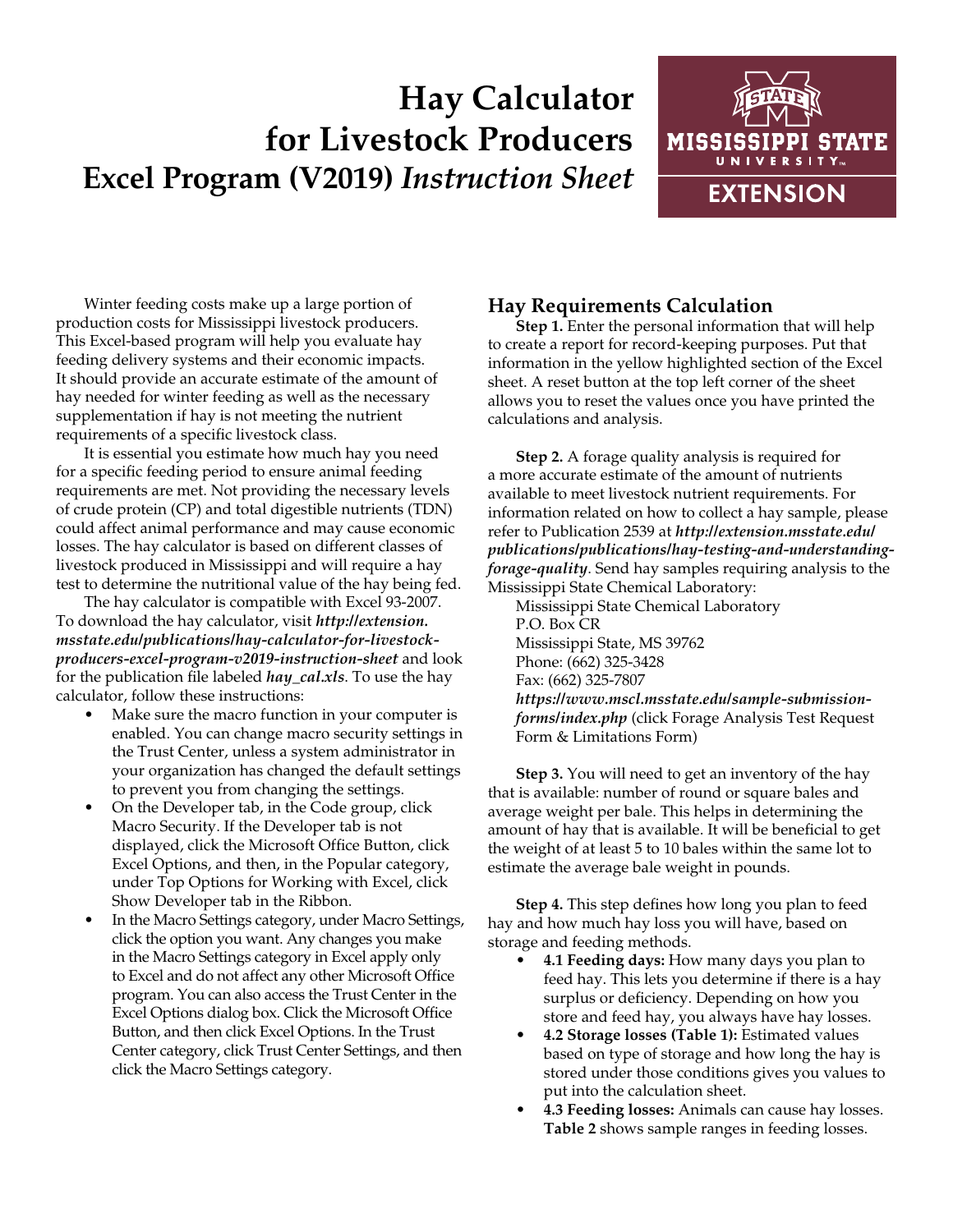# Hay Calculator for Livestock Producers

## Excel Program (V2019) *Instruction Sheet*

Winter feeding costs make up a large portion of production costs for Mississippi livestock producers. This Excel-based program will help you evaluate hay feeding delivery systems and their economic impacts. It should provide an accurate estimate of the amount of hay needed for winter feeding as well as the necessary supplementation if hay is not meeting the nutrient requirements of a specific livestock class.

It is essential you estimate how much hay you need for a specific feeding period to ensure animal feeding requirements are met. Not providing the necessary levels of crude protein (CP) and total digestible nutrients (TDN) could affect animal performance and may cause economic losses. The hay calculator is based on different classes of livestock produced in Mississippi and will require a hay test to determine the nutritional value of the hay being fed.

The hay calculator is compatible with Excel 93-2007. To download the hay calculator, visit ***http://extension.msstate.edu/publications/hay-calculator-for-livestock-producers-excel-program-v2019-instruction-sheet*** and look for the publication file labeled ***hay_cal.xls***. To use the hay calculator, follow these instructions:

- Make sure the macro function in your computer is enabled. You can change macro security settings in the Trust Center, unless a system administrator in your organization has changed the default settings to prevent you from changing the settings.
- On the Developer tab, in the Code group, click Macro Security. If the Developer tab is not displayed, click the Microsoft Office Button, click Excel Options, and then, in the Popular category, under Top Options for Working with Excel, click Show Developer tab in the Ribbon.
- In the Macro Settings category, under Macro Settings, click the option you want. Any changes you make in the Macro Settings category in Excel apply only to Excel and do not affect any other Microsoft Office program. You can also access the Trust Center in the Excel Options dialog box. Click the Microsoft Office Button, and then click Excel Options. In the Trust Center category, click Trust Center Settings, and then click the Macro Settings category.

## Hay Requirements Calculation

**Step 1.** Enter the personal information that will help to create a report for record-keeping purposes. Put that information in the yellow highlighted section of the Excel sheet. A reset button at the top left corner of the sheet allows you to reset the values once you have printed the calculations and analysis.

**Step 2.** A forage quality analysis is required for a more accurate estimate of the amount of nutrients available to meet livestock nutrient requirements. For information related on how to collect a hay sample, please refer to Publication 2539 at ***http://extension.msstate.edu/publications/publications/hay-testing-and-understanding-forage-quality***. Send hay samples requiring analysis to the Mississippi State Chemical Laboratory:

Mississippi State Chemical Laboratory
P.O. Box CR
Mississippi State, MS 39762
Phone: (662) 325-3428
Fax: (662) 325-7807
***https://www.mscl.msstate.edu/sample-submission-forms/index.php*** (click Forage Analysis Test Request Form & Limitations Form)

**Step 3.** You will need to get an inventory of the hay that is available: number of round or square bales and average weight per bale. This helps in determining the amount of hay that is available. It will be beneficial to get the weight of at least 5 to 10 bales within the same lot to estimate the average bale weight in pounds.

**Step 4.** This step defines how long you plan to feed hay and how much hay loss you will have, based on storage and feeding methods.

- **4.1 Feeding days:** How many days you plan to feed hay. This lets you determine if there is a hay surplus or deficiency. Depending on how you store and feed hay, you always have hay losses.
- **4.2 Storage losses (Table 1):** Estimated values based on type of storage and how long the hay is stored under those conditions gives you values to put into the calculation sheet.
- **4.3 Feeding losses:** Animals can cause hay losses. **Table 2** shows sample ranges in feeding losses.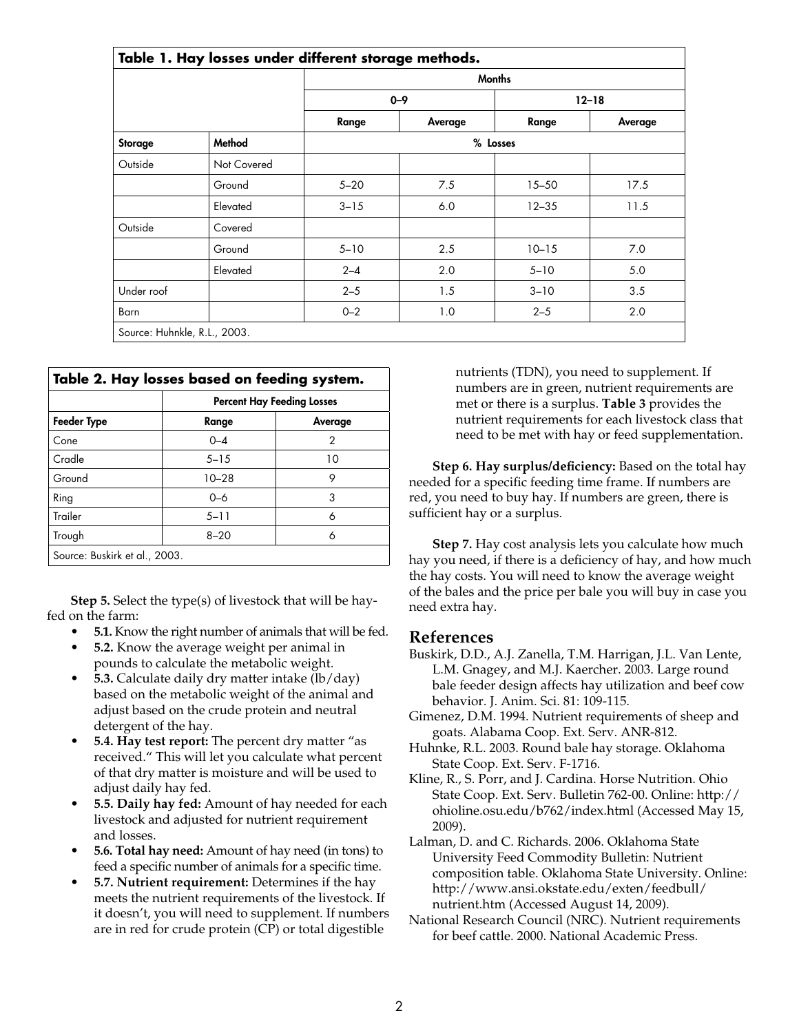**Table 1. Hay losses under different storage methods.**

| | | Months | | | |
|---|---|---|---|---|---|
| | | 0–9 | | 12–18 | |
| | | Range | Average | Range | Average |
| **Storage** | **Method** | % Losses | | | |
| Outside | Not Covered | | | | |
| | Ground | 5–20 | 7.5 | 15–50 | 17.5 |
| | Elevated | 3–15 | 6.0 | 12–35 | 11.5 |
| Outside | Covered | | | | |
| | Ground | 5–10 | 2.5 | 10–15 | 7.0 |
| | Elevated | 2–4 | 2.0 | 5–10 | 5.0 |
| Under roof | | 2–5 | 1.5 | 3–10 | 3.5 |
| Barn | | 0–2 | 1.0 | 2–5 | 2.0 |

Source: Huhnkle, R.L., 2003.

**Table 2. Hay losses based on feeding system.**

| | Percent Hay Feeding Losses | |
|---|---|---|
| **Feeder Type** | Range | Average |
| Cone | 0–4 | 2 |
| Cradle | 5–15 | 10 |
| Ground | 10–28 | 9 |
| Ring | 0–6 | 3 |
| Trailer | 5–11 | 6 |
| Trough | 8–20 | 6 |

Source: Buskirk et al., 2003.

**Step 5.** Select the type(s) of livestock that will be hay-fed on the farm:

- **5.1.** Know the right number of animals that will be fed.
- **5.2.** Know the average weight per animal in pounds to calculate the metabolic weight.
- **5.3.** Calculate daily dry matter intake (lb/day) based on the metabolic weight of the animal and adjust based on the crude protein and neutral detergent of the hay.
- **5.4. Hay test report:** The percent dry matter "as received." This will let you calculate what percent of that dry matter is moisture and will be used to adjust daily hay fed.
- **5.5. Daily hay fed:** Amount of hay needed for each livestock and adjusted for nutrient requirement and losses.
- **5.6. Total hay need:** Amount of hay need (in tons) to feed a specific number of animals for a specific time.
- **5.7. Nutrient requirement:** Determines if the hay meets the nutrient requirements of the livestock. If it doesn't, you will need to supplement. If numbers are in red for crude protein (CP) or total digestible nutrients (TDN), you need to supplement. If numbers are in green, nutrient requirements are met or there is a surplus. **Table 3** provides the nutrient requirements for each livestock class that need to be met with hay or feed supplementation.

**Step 6. Hay surplus/deficiency:** Based on the total hay needed for a specific feeding time frame. If numbers are red, you need to buy hay. If numbers are green, there is sufficient hay or a surplus.

**Step 7.** Hay cost analysis lets you calculate how much hay you need, if there is a deficiency of hay, and how much the hay costs. You will need to know the average weight of the bales and the price per bale you will buy in case you need extra hay.

## References

Buskirk, D.D., A.J. Zanella, T.M. Harrigan, J.L. Van Lente, L.M. Gnagey, and M.J. Kaercher. 2003. Large round bale feeder design affects hay utilization and beef cow behavior. J. Anim. Sci. 81: 109-115.

Gimenez, D.M. 1994. Nutrient requirements of sheep and goats. Alabama Coop. Ext. Serv. ANR-812.

Huhnke, R.L. 2003. Round bale hay storage. Oklahoma State Coop. Ext. Serv. F-1716.

Kline, R., S. Porr, and J. Cardina. Horse Nutrition. Ohio State Coop. Ext. Serv. Bulletin 762-00. Online: http://ohioline.osu.edu/b762/index.html (Accessed May 15, 2009).

Lalman, D. and C. Richards. 2006. Oklahoma State University Feed Commodity Bulletin: Nutrient composition table. Oklahoma State University. Online: http://www.ansi.okstate.edu/exten/feedbull/nutrient.htm (Accessed August 14, 2009).

National Research Council (NRC). Nutrient requirements for beef cattle. 2000. National Academic Press.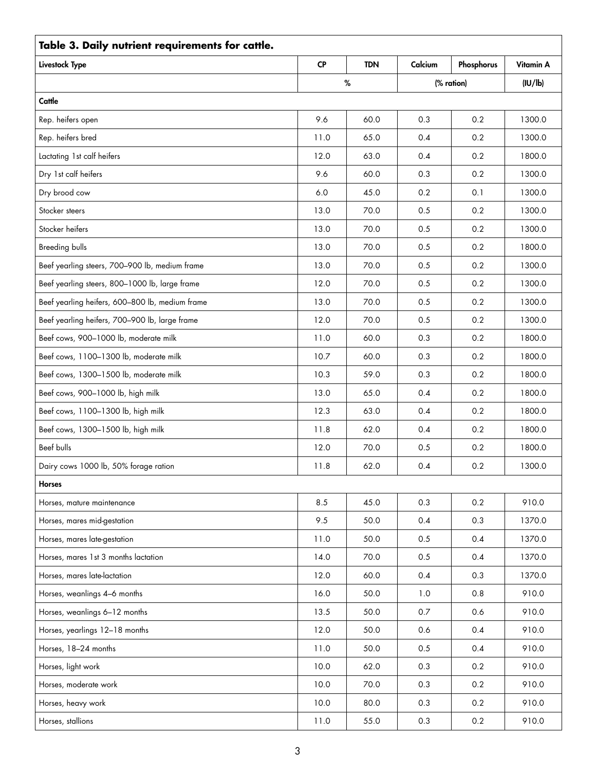**Table 3. Daily nutrient requirements for cattle.**

| Livestock Type | CP | TDN | Calcium | Phosphorus | Vitamin A |
|---|---|---|---|---|---|
| | % | | (% ration) | | (IU/lb) |
| **Cattle** | | | | | |
| Rep. heifers open | 9.6 | 60.0 | 0.3 | 0.2 | 1300.0 |
| Rep. heifers bred | 11.0 | 65.0 | 0.4 | 0.2 | 1300.0 |
| Lactating 1st calf heifers | 12.0 | 63.0 | 0.4 | 0.2 | 1800.0 |
| Dry 1st calf heifers | 9.6 | 60.0 | 0.3 | 0.2 | 1300.0 |
| Dry brood cow | 6.0 | 45.0 | 0.2 | 0.1 | 1300.0 |
| Stocker steers | 13.0 | 70.0 | 0.5 | 0.2 | 1300.0 |
| Stocker heifers | 13.0 | 70.0 | 0.5 | 0.2 | 1300.0 |
| Breeding bulls | 13.0 | 70.0 | 0.5 | 0.2 | 1800.0 |
| Beef yearling steers, 700–900 lb, medium frame | 13.0 | 70.0 | 0.5 | 0.2 | 1300.0 |
| Beef yearling steers, 800–1000 lb, large frame | 12.0 | 70.0 | 0.5 | 0.2 | 1300.0 |
| Beef yearling heifers, 600–800 lb, medium frame | 13.0 | 70.0 | 0.5 | 0.2 | 1300.0 |
| Beef yearling heifers, 700–900 lb, large frame | 12.0 | 70.0 | 0.5 | 0.2 | 1300.0 |
| Beef cows, 900–1000 lb, moderate milk | 11.0 | 60.0 | 0.3 | 0.2 | 1800.0 |
| Beef cows, 1100–1300 lb, moderate milk | 10.7 | 60.0 | 0.3 | 0.2 | 1800.0 |
| Beef cows, 1300–1500 lb, moderate milk | 10.3 | 59.0 | 0.3 | 0.2 | 1800.0 |
| Beef cows, 900–1000 lb, high milk | 13.0 | 65.0 | 0.4 | 0.2 | 1800.0 |
| Beef cows, 1100–1300 lb, high milk | 12.3 | 63.0 | 0.4 | 0.2 | 1800.0 |
| Beef cows, 1300–1500 lb, high milk | 11.8 | 62.0 | 0.4 | 0.2 | 1800.0 |
| Beef bulls | 12.0 | 70.0 | 0.5 | 0.2 | 1800.0 |
| Dairy cows 1000 lb, 50% forage ration | 11.8 | 62.0 | 0.4 | 0.2 | 1300.0 |
| **Horses** | | | | | |
| Horses, mature maintenance | 8.5 | 45.0 | 0.3 | 0.2 | 910.0 |
| Horses, mares mid-gestation | 9.5 | 50.0 | 0.4 | 0.3 | 1370.0 |
| Horses, mares late-gestation | 11.0 | 50.0 | 0.5 | 0.4 | 1370.0 |
| Horses, mares 1st 3 months lactation | 14.0 | 70.0 | 0.5 | 0.4 | 1370.0 |
| Horses, mares late-lactation | 12.0 | 60.0 | 0.4 | 0.3 | 1370.0 |
| Horses, weanlings 4–6 months | 16.0 | 50.0 | 1.0 | 0.8 | 910.0 |
| Horses, weanlings 6–12 months | 13.5 | 50.0 | 0.7 | 0.6 | 910.0 |
| Horses, yearlings 12–18 months | 12.0 | 50.0 | 0.6 | 0.4 | 910.0 |
| Horses, 18–24 months | 11.0 | 50.0 | 0.5 | 0.4 | 910.0 |
| Horses, light work | 10.0 | 62.0 | 0.3 | 0.2 | 910.0 |
| Horses, moderate work | 10.0 | 70.0 | 0.3 | 0.2 | 910.0 |
| Horses, heavy work | 10.0 | 80.0 | 0.3 | 0.2 | 910.0 |
| Horses, stallions | 11.0 | 55.0 | 0.3 | 0.2 | 910.0 |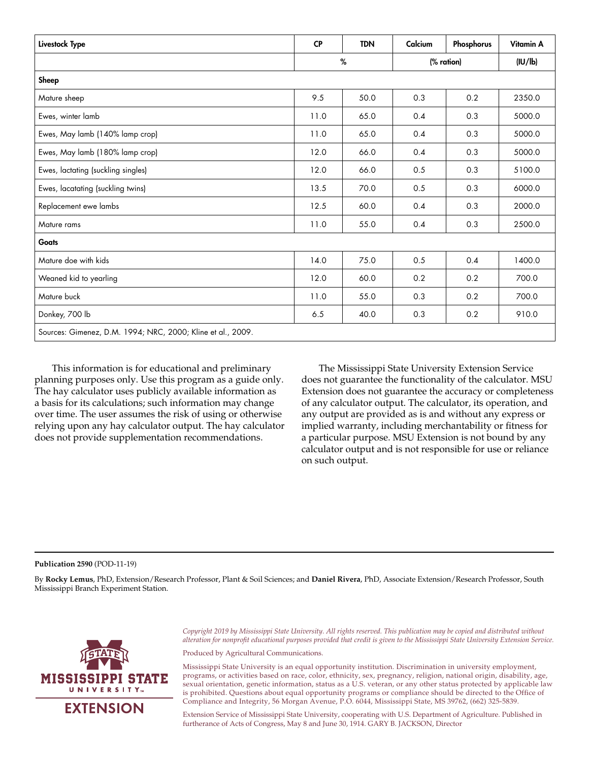| Livestock Type | CP | TDN | Calcium | Phosphorus | Vitamin A |
|---|---|---|---|---|---|
| | % | | (% ration) | | (IU/lb) |
| **Sheep** | | | | | |
| Mature sheep | 9.5 | 50.0 | 0.3 | 0.2 | 2350.0 |
| Ewes, winter lamb | 11.0 | 65.0 | 0.4 | 0.3 | 5000.0 |
| Ewes, May lamb (140% lamp crop) | 11.0 | 65.0 | 0.4 | 0.3 | 5000.0 |
| Ewes, May lamb (180% lamp crop) | 12.0 | 66.0 | 0.4 | 0.3 | 5000.0 |
| Ewes, lactating (suckling singles) | 12.0 | 66.0 | 0.5 | 0.3 | 5100.0 |
| Ewes, lacatating (suckling twins) | 13.5 | 70.0 | 0.5 | 0.3 | 6000.0 |
| Replacement ewe lambs | 12.5 | 60.0 | 0.4 | 0.3 | 2000.0 |
| Mature rams | 11.0 | 55.0 | 0.4 | 0.3 | 2500.0 |
| **Goats** | | | | | |
| Mature doe with kids | 14.0 | 75.0 | 0.5 | 0.4 | 1400.0 |
| Weaned kid to yearling | 12.0 | 60.0 | 0.2 | 0.2 | 700.0 |
| Mature buck | 11.0 | 55.0 | 0.3 | 0.2 | 700.0 |
| Donkey, 700 lb | 6.5 | 40.0 | 0.3 | 0.2 | 910.0 |
| Sources: Gimenez, D.M. 1994; NRC, 2000; Kline et al., 2009. | | | | | |

This information is for educational and preliminary planning purposes only. Use this program as a guide only. The hay calculator uses publicly available information as a basis for its calculations; such information may change over time. The user assumes the risk of using or otherwise relying upon any hay calculator output. The hay calculator does not provide supplementation recommendations.

The Mississippi State University Extension Service does not guarantee the functionality of the calculator. MSU Extension does not guarantee the accuracy or completeness of any calculator output. The calculator, its operation, and any output are provided as is and without any express or implied warranty, including merchantability or fitness for a particular purpose. MSU Extension is not bound by any calculator output and is not responsible for use or reliance on such output.

---

**Publication 2590** (POD-11-19)

By **Rocky Lemus**, PhD, Extension/Research Professor, Plant & Soil Sciences; and **Daniel Rivera**, PhD, Associate Extension/Research Professor, South Mississippi Branch Experiment Station.

MISSISSIPPI STATE UNIVERSITY EXTENSION

*Copyright 2019 by Mississippi State University. All rights reserved. This publication may be copied and distributed without alteration for nonprofit educational purposes provided that credit is given to the Mississippi State University Extension Service.*

Produced by Agricultural Communications.

Mississippi State University is an equal opportunity institution. Discrimination in university employment, programs, or activities based on race, color, ethnicity, sex, pregnancy, religion, national origin, disability, age, sexual orientation, genetic information, status as a U.S. veteran, or any other status protected by applicable law is prohibited. Questions about equal opportunity programs or compliance should be directed to the Office of Compliance and Integrity, 56 Morgan Avenue, P.O. 6044, Mississippi State, MS 39762, (662) 325-5839.

Extension Service of Mississippi State University, cooperating with U.S. Department of Agriculture. Published in furtherance of Acts of Congress, May 8 and June 30, 1914. GARY B. JACKSON, Director